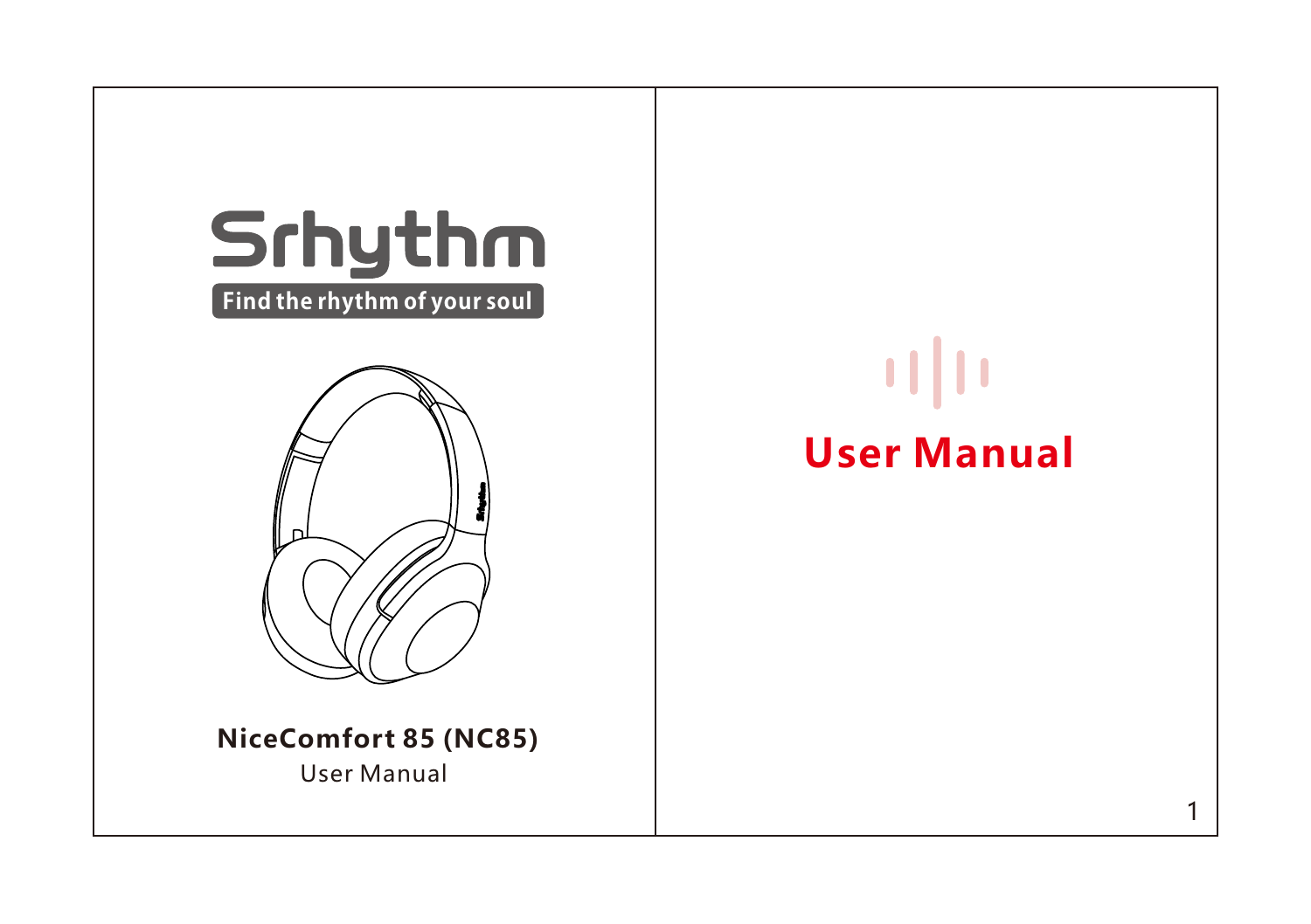# Srhythm

**Find the rhythm of your soul**

**NiceComfort 85 (NC85)**

User Manual

# User Manual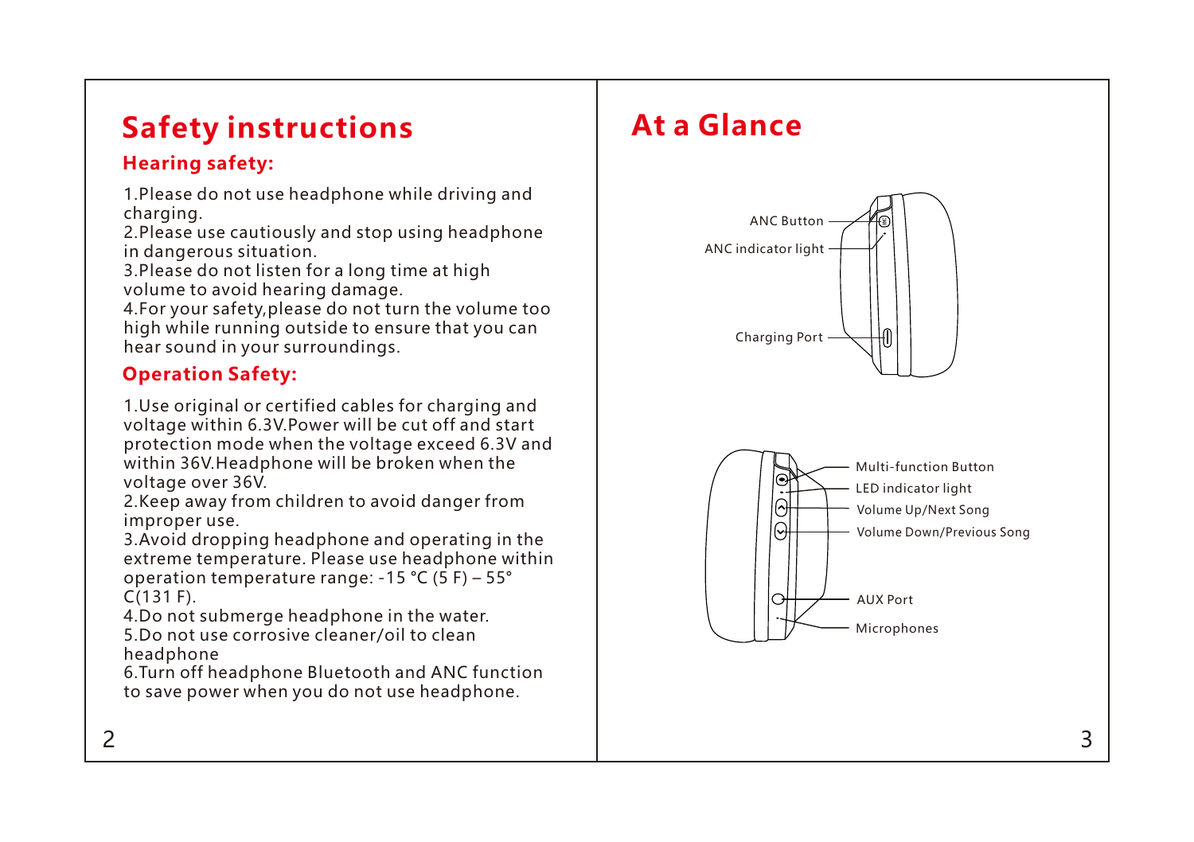# Safety instructions

## Hearing safety:

1.Please do not use headphone while driving and charging.
2.Please use cautiously and stop using headphone in dangerous situation.
3.Please do not listen for a long time at high volume to avoid hearing damage.
4.For your safety,please do not turn the volume too high while running outside to ensure that you can hear sound in your surroundings.

## Operation Safety:

1.Use original or certified cables for charging and voltage within 6.3V.Power will be cut off and start protection mode when the voltage exceed 6.3V and within 36V.Headphone will be broken when the voltage over 36V.
2.Keep away from children to avoid danger from improper use.
3.Avoid dropping headphone and operating in the extreme temperature. Please use headphone within operation temperature range: -15 °C (5 F) – 55° C(131 F).
4.Do not submerge headphone in the water.
5.Do not use corrosive cleaner/oil to clean headphone
6.Turn off headphone Bluetooth and ANC function to save power when you do not use headphone.

# At a Glance

ANC Button
ANC indicator light
Charging Port

Multi-function Button
LED indicator light
Volume Up/Next Song
Volume Down/Previous Song
AUX Port
Microphones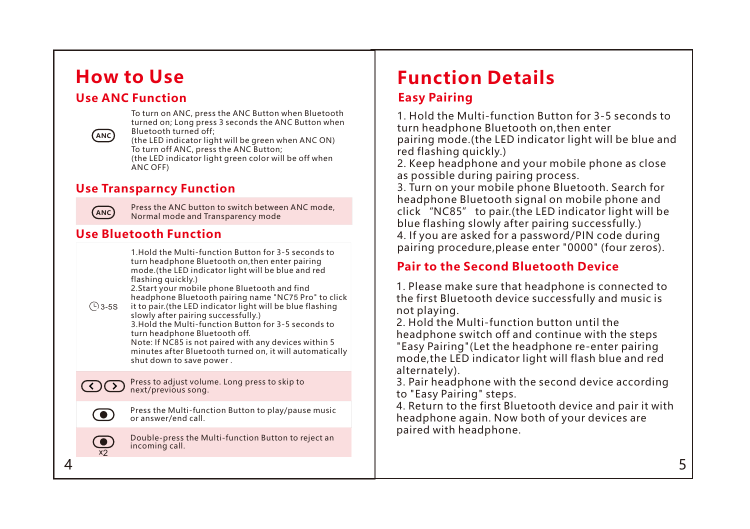# How to Use

## Use ANC Function

| | |
|---|---|
| ANC | To turn on ANC, press the ANC Button when Bluetooth turned on; Long press 3 seconds the ANC Button when Bluetooth turned off; (the LED indicator light will be green when ANC ON) To turn off ANC, press the ANC Button; (the LED indicator light green color will be off when ANC OFF) |

## Use Transparncy Function

| | |
|---|---|
| ANC | Press the ANC button to switch between ANC mode, Normal mode and Transparency mode |

## Use Bluetooth Function

| | |
|---|---|
| 3-5S | 1.Hold the Multi-function Button for 3-5 seconds to turn headphone Bluetooth on,then enter pairing mode.(the LED indicator light will be blue and red flashing quickly.) 2.Start your mobile phone Bluetooth and find headphone Bluetooth pairing name "NC75 Pro" to click it to pair.(the LED indicator light will be blue flashing slowly after pairing successfully.) 3.Hold the Multi-function Button for 3-5 seconds to turn headphone Bluetooth off. Note: If NC85 is not paired with any devices within 5 minutes after Bluetooth turned on, it will automatically shut down to save power . |
| < > | Press to adjust volume. Long press to skip to next/previous song. |
| ● | Press the Multi-function Button to play/pause music or answer/end call. |
| ● x2 | Double-press the Multi-function Button to reject an incoming call. |

# Function Details

## Easy Pairing

1. Hold the Multi-function Button for 3-5 seconds to turn headphone Bluetooth on,then enter pairing mode.(the LED indicator light will be blue and red flashing quickly.)
2. Keep headphone and your mobile phone as close as possible during pairing process.
3. Turn on your mobile phone Bluetooth. Search for headphone Bluetooth signal on mobile phone and click "NC85" to pair.(the LED indicator light will be blue flashing slowly after pairing successfully.)
4. If you are asked for a password/PIN code during pairing procedure,please enter "0000" (four zeros).

## Pair to the Second Bluetooth Device

1. Please make sure that headphone is connected to the first Bluetooth device successfully and music is not playing.
2. Hold the Multi-function button until the headphone switch off and continue with the steps "Easy Pairing"(Let the headphone re-enter pairing mode,the LED indicator light will flash blue and red alternately).
3. Pair headphone with the second device according to "Easy Pairing" steps.
4. Return to the first Bluetooth device and pair it with headphone again. Now both of your devices are paired with headphone.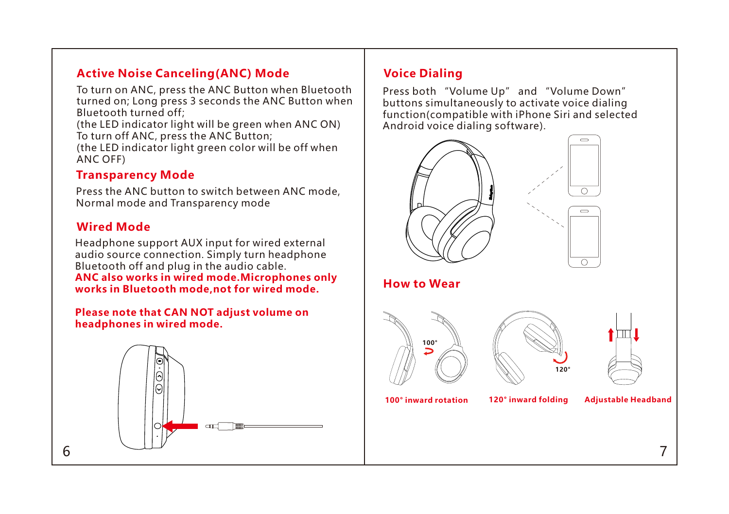## Active Noise Canceling(ANC) Mode

To turn on ANC, press the ANC Button when Bluetooth turned on; Long press 3 seconds the ANC Button when Bluetooth turned off;
(the LED indicator light will be green when ANC ON)
To turn off ANC, press the ANC Button;
(the LED indicator light green color will be off when ANC OFF)

## Transparency Mode

Press the ANC button to switch between ANC mode, Normal mode and Transparency mode

## Wired Mode

Headphone support AUX input for wired external audio source connection. Simply turn headphone Bluetooth off and plug in the audio cable.
**ANC also works in wired mode.Microphones only works in Bluetooth mode,not for wired mode.**

**Please note that CAN NOT adjust volume on headphones in wired mode.**

## Voice Dialing

Press both "Volume Up" and "Volume Down" buttons simultaneously to activate voice dialing function(compatible with iPhone Siri and selected Android voice dialing software).

## How to Wear

**100° inward rotation**

**120° inward folding**

**Adjustable Headband**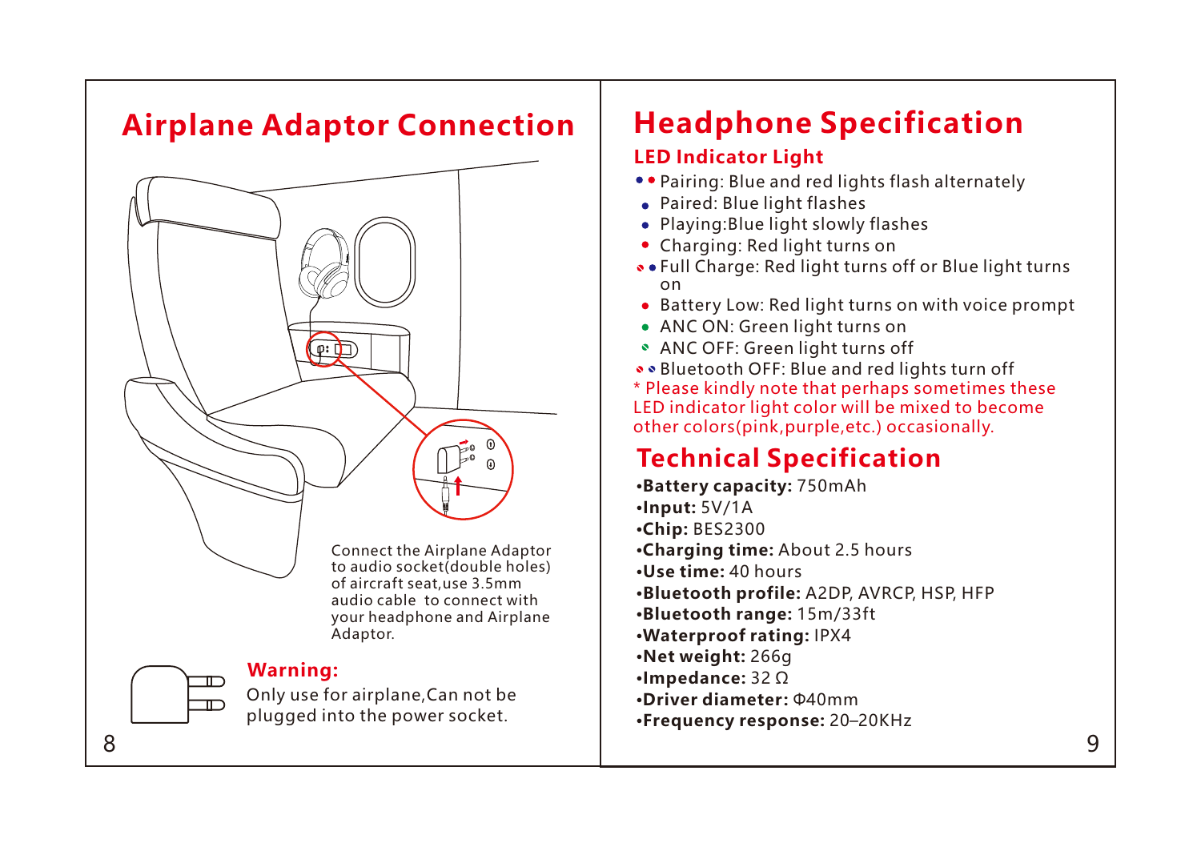# Airplane Adaptor Connection

Connect the Airplane Adaptor to audio socket(double holes) of aircraft seat,use 3.5mm audio cable to connect with your headphone and Airplane Adaptor.

**Warning:**

Only use for airplane,Can not be plugged into the power socket.

# Headphone Specification

## LED Indicator Light

- Pairing: Blue and red lights flash alternately
- Paired: Blue light flashes
- Playing:Blue light slowly flashes
- Charging: Red light turns on
- Full Charge: Red light turns off or Blue light turns on
- Battery Low: Red light turns on with voice prompt
- ANC ON: Green light turns on
- ANC OFF: Green light turns off
- Bluetooth OFF: Blue and red lights turn off

* Please kindly note that perhaps sometimes these LED indicator light color will be mixed to become other colors(pink,purple,etc.) occasionally.

# Technical Specification

- **Battery capacity:** 750mAh
- **Input:** 5V/1A
- **Chip:** BES2300
- **Charging time:** About 2.5 hours
- **Use time:** 40 hours
- **Bluetooth profile:** A2DP, AVRCP, HSP, HFP
- **Bluetooth range:** 15m/33ft
- **Waterproof rating:** IPX4
- **Net weight:** 266g
- **Impedance:** 32 Ω
- **Driver diameter:** Φ40mm
- **Frequency response:** 20–20KHz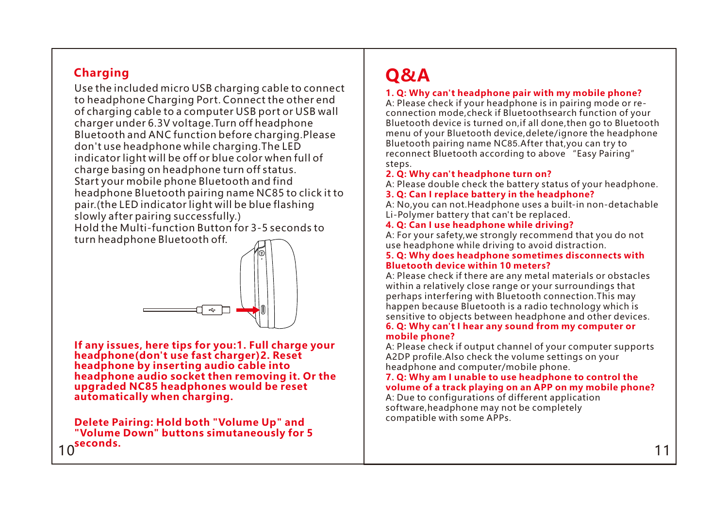## Charging

Use the included micro USB charging cable to connect to headphone Charging Port. Connect the other end of charging cable to a computer USB port or USB wall charger under 6.3V voltage.Turn off headphone Bluetooth and ANC function before charging.Please don't use headphone while charging.The LED indicator light will be off or blue color when full of charge basing on headphone turn off status.
Start your mobile phone Bluetooth and find headphone Bluetooth pairing name NC85 to click it to pair.(the LED indicator light will be blue flashing slowly after pairing successfully.)
Hold the Multi-function Button for 3-5 seconds to turn headphone Bluetooth off.

**If any issues, here tips for you:1. Full charge your headphone(don't use fast charger)2. Reset headphone by inserting audio cable into headphone audio socket then removing it. Or the upgraded NC85 headphones would be reset automatically when charging.**

**Delete Pairing: Hold both "Volume Up" and "Volume Down" buttons simutaneously for 5 seconds.**

# Q&A

**1. Q: Why can't headphone pair with my mobile phone?**
A: Please check if your headphone is in pairing mode or re-connection mode,check if Bluetoothsearch function of your Bluetooth device is turned on,if all done,then go to Bluetooth menu of your Bluetooth device,delete/ignore the headphone Bluetooth pairing name NC85.After that,you can try to reconnect Bluetooth according to above "Easy Pairing" steps.

**2. Q: Why can't headphone turn on?**
A: Please double check the battery status of your headphone.

**3. Q: Can I replace battery in the headphone?**
A: No,you can not.Headphone uses a built-in non-detachable Li-Polymer battery that can't be replaced.

**4. Q: Can I use headphone while driving?**
A: For your safety,we strongly recommend that you do not use headphone while driving to avoid distraction.

**5. Q: Why does headphone sometimes disconnects with Bluetooth device within 10 meters?**
A: Please check if there are any metal materials or obstacles within a relatively close range or your surroundings that perhaps interfering with Bluetooth connection.This may happen because Bluetooth is a radio technology which is sensitive to objects between headphone and other devices.

**6. Q: Why can't I hear any sound from my computer or mobile phone?**
A: Please check if output channel of your computer supports A2DP profile.Also check the volume settings on your headphone and computer/mobile phone.

**7. Q: Why am I unable to use headphone to control the volume of a track playing on an APP on my mobile phone?**
A: Due to configurations of different application software,headphone may not be completely compatible with some APPs.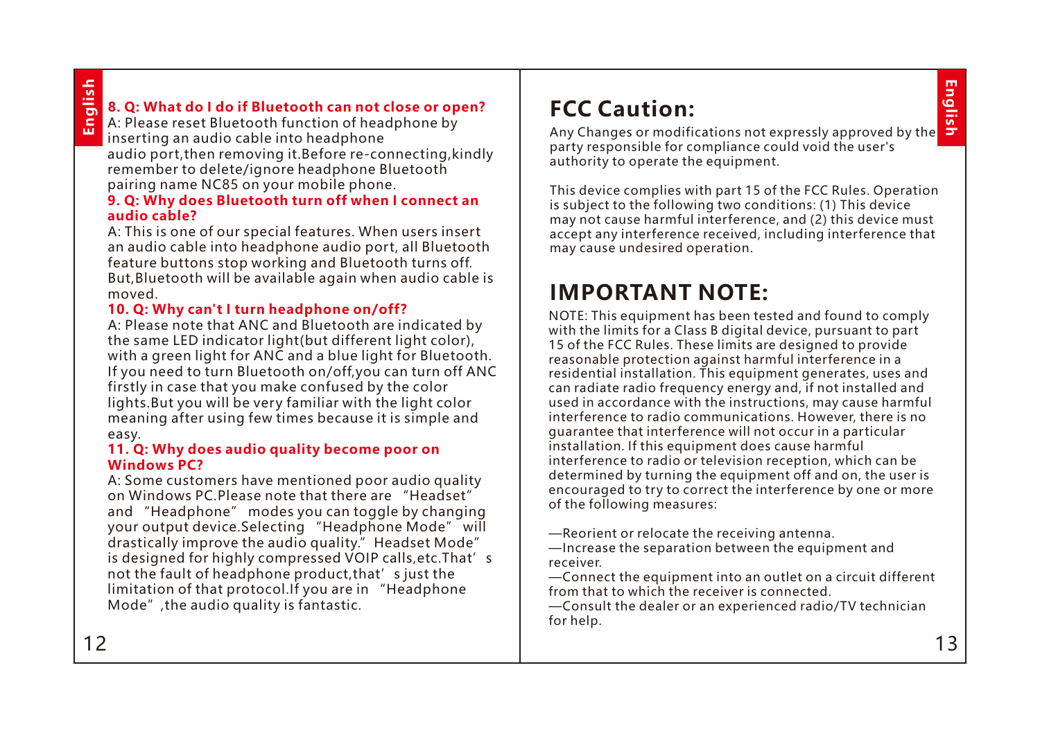**8. Q: What do I do if Bluetooth can not close or open?**

A: Please reset Bluetooth function of headphone by inserting an audio cable into headphone audio port,then removing it.Before re-connecting,kindly remember to delete/ignore headphone Bluetooth pairing name NC85 on your mobile phone.

**9. Q: Why does Bluetooth turn off when I connect an audio cable?**

A: This is one of our special features. When users insert an audio cable into headphone audio port, all Bluetooth feature buttons stop working and Bluetooth turns off. But,Bluetooth will be available again when audio cable is moved.

**10. Q: Why can't I turn headphone on/off?**

A: Please note that ANC and Bluetooth are indicated by the same LED indicator light(but different light color), with a green light for ANC and a blue light for Bluetooth. If you need to turn Bluetooth on/off,you can turn off ANC firstly in case that you make confused by the color lights.But you will be very familiar with the light color meaning after using few times because it is simple and easy.

**11. Q: Why does audio quality become poor on Windows PC?**

A: Some customers have mentioned poor audio quality on Windows PC.Please note that there are "Headset" and "Headphone" modes you can toggle by changing your output device.Selecting "Headphone Mode" will drastically improve the audio quality." Headset Mode" is designed for highly compressed VOIP calls,etc.That's not the fault of headphone product,that's just the limitation of that protocol.If you are in "Headphone Mode",the audio quality is fantastic.

# FCC Caution:

Any Changes or modifications not expressly approved by the party responsible for compliance could void the user's authority to operate the equipment.

This device complies with part 15 of the FCC Rules. Operation is subject to the following two conditions: (1) This device may not cause harmful interference, and (2) this device must accept any interference received, including interference that may cause undesired operation.

# IMPORTANT NOTE:

NOTE: This equipment has been tested and found to comply with the limits for a Class B digital device, pursuant to part 15 of the FCC Rules. These limits are designed to provide reasonable protection against harmful interference in a residential installation. This equipment generates, uses and can radiate radio frequency energy and, if not installed and used in accordance with the instructions, may cause harmful interference to radio communications. However, there is no guarantee that interference will not occur in a particular installation. If this equipment does cause harmful interference to radio or television reception, which can be determined by turning the equipment off and on, the user is encouraged to try to correct the interference by one or more of the following measures:

—Reorient or relocate the receiving antenna.
—Increase the separation between the equipment and receiver.
—Connect the equipment into an outlet on a circuit different from that to which the receiver is connected.
—Consult the dealer or an experienced radio/TV technician for help.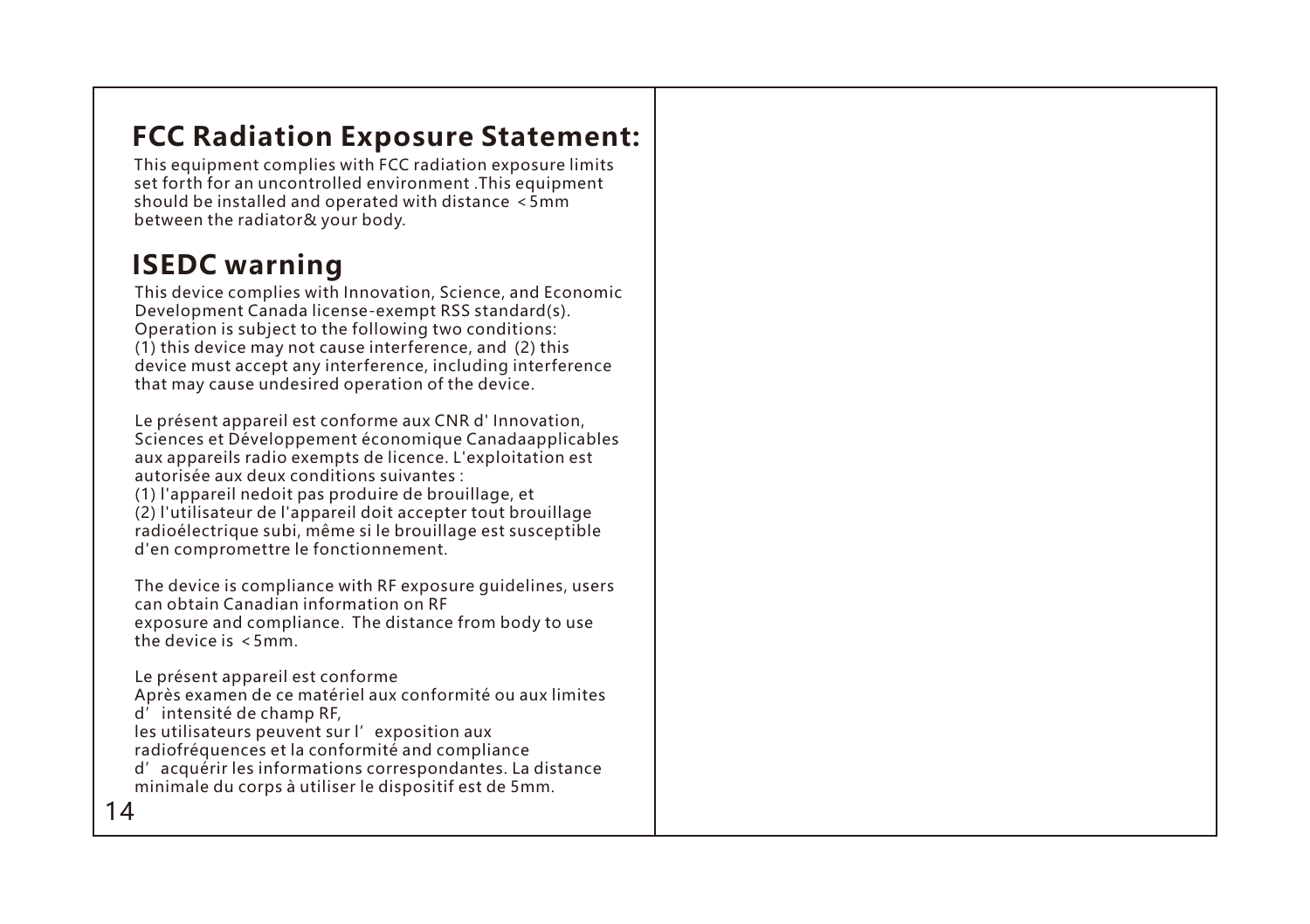## FCC Radiation Exposure Statement:

This equipment complies with FCC radiation exposure limits set forth for an uncontrolled environment .This equipment should be installed and operated with distance <5mm between the radiator& your body.

## ISEDC warning

This device complies with Innovation, Science, and Economic Development Canada license-exempt RSS standard(s). Operation is subject to the following two conditions: (1) this device may not cause interference, and (2) this device must accept any interference, including interference that may cause undesired operation of the device.

Le présent appareil est conforme aux CNR d' Innovation, Sciences et Développement économique Canadaapplicables aux appareils radio exempts de licence. L'exploitation est autorisée aux deux conditions suivantes :
(1) l'appareil nedoit pas produire de brouillage, et
(2) l'utilisateur de l'appareil doit accepter tout brouillage radioélectrique subi, même si le brouillage est susceptible d'en compromettre le fonctionnement.

The device is compliance with RF exposure guidelines, users can obtain Canadian information on RF exposure and compliance. The distance from body to use the device is <5mm.

Le présent appareil est conforme
Après examen de ce matériel aux conformité ou aux limites d' intensité de champ RF,
les utilisateurs peuvent sur l' exposition aux radiofréquences et la conformité and compliance d' acquérir les informations correspondantes. La distance minimale du corps à utiliser le dispositif est de 5mm.